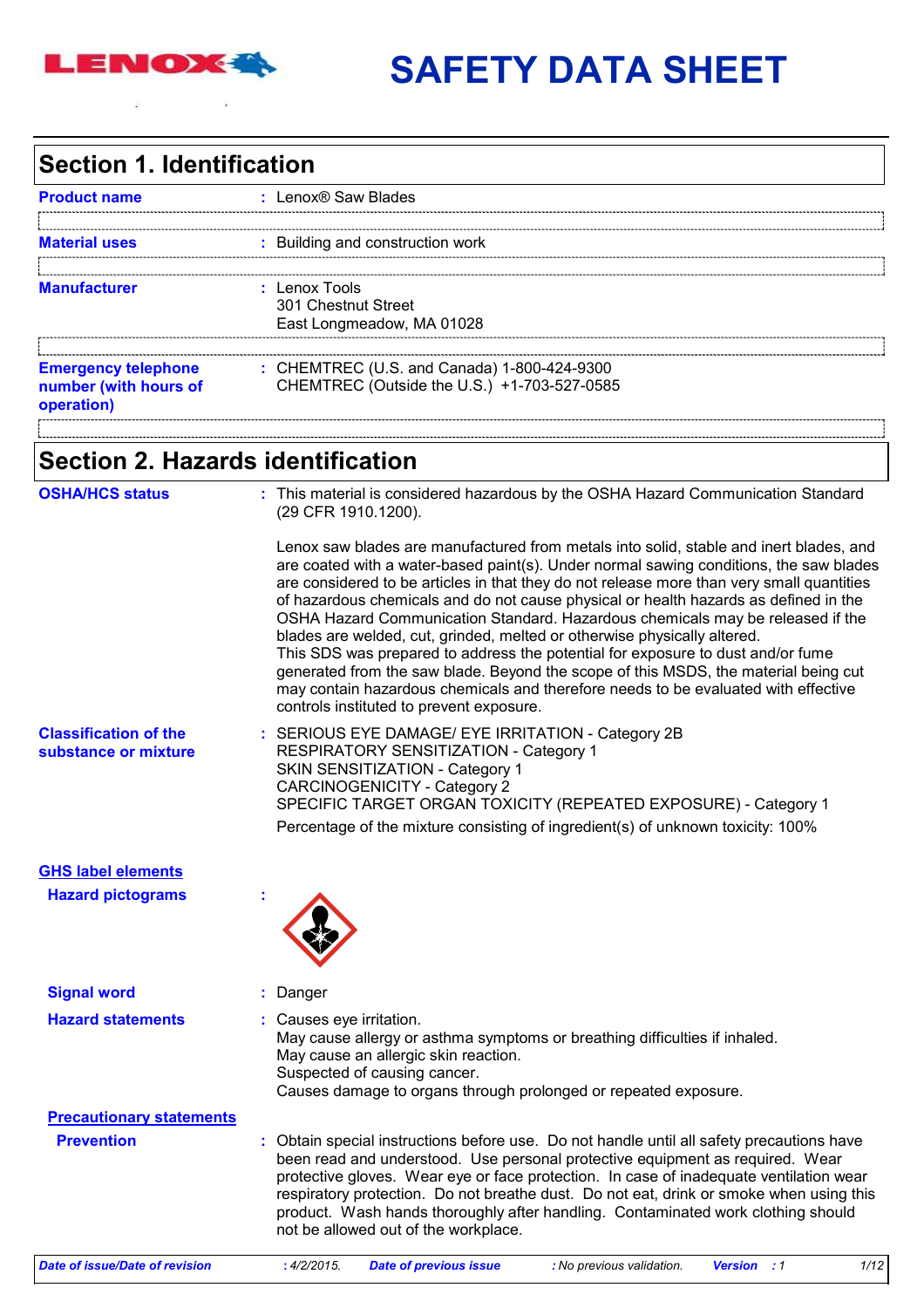# SAFETY DATA SHEET

## Section 1. Identification

**Product name** : Lenox® Saw Blades

**Material uses** : Building and construction work

**Manufacturer** : Lenox Tools
301 Chestnut Street
East Longmeadow, MA 01028

**Emergency telephone number (with hours of operation)** : CHEMTREC (U.S. and Canada) 1-800-424-9300
CHEMTREC (Outside the U.S.) +1-703-527-0585

## Section 2. Hazards identification

**OSHA/HCS status** : This material is considered hazardous by the OSHA Hazard Communication Standard (29 CFR 1910.1200).

Lenox saw blades are manufactured from metals into solid, stable and inert blades, and are coated with a water-based paint(s). Under normal sawing conditions, the saw blades are considered to be articles in that they do not release more than very small quantities of hazardous chemicals and do not cause physical or health hazards as defined in the OSHA Hazard Communication Standard. Hazardous chemicals may be released if the blades are welded, cut, grinded, melted or otherwise physically altered.
This SDS was prepared to address the potential for exposure to dust and/or fume generated from the saw blade. Beyond the scope of this MSDS, the material being cut may contain hazardous chemicals and therefore needs to be evaluated with effective controls instituted to prevent exposure.

**Classification of the substance or mixture** : SERIOUS EYE DAMAGE/ EYE IRRITATION - Category 2B
RESPIRATORY SENSITIZATION - Category 1
SKIN SENSITIZATION - Category 1
CARCINOGENICITY - Category 2
SPECIFIC TARGET ORGAN TOXICITY (REPEATED EXPOSURE) - Category 1

Percentage of the mixture consisting of ingredient(s) of unknown toxicity: 100%

**GHS label elements**

**Hazard pictograms** :

**Signal word** : Danger

**Hazard statements** : Causes eye irritation.
May cause allergy or asthma symptoms or breathing difficulties if inhaled.
May cause an allergic skin reaction.
Suspected of causing cancer.
Causes damage to organs through prolonged or repeated exposure.

**Precautionary statements**

**Prevention** : Obtain special instructions before use. Do not handle until all safety precautions have been read and understood. Use personal protective equipment as required. Wear protective gloves. Wear eye or face protection. In case of inadequate ventilation wear respiratory protection. Do not breathe dust. Do not eat, drink or smoke when using this product. Wash hands thoroughly after handling. Contaminated work clothing should not be allowed out of the workplace.

*Date of issue/Date of revision* : 4/2/2015. *Date of previous issue* : No previous validation. *Version* : 1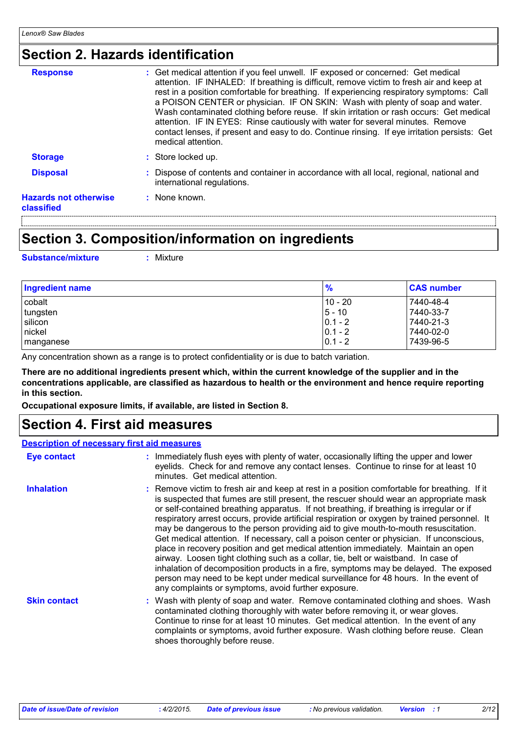## Section 2. Hazards identification

**Response** : Get medical attention if you feel unwell. IF exposed or concerned: Get medical attention. IF INHALED: If breathing is difficult, remove victim to fresh air and keep at rest in a position comfortable for breathing. If experiencing respiratory symptoms: Call a POISON CENTER or physician. IF ON SKIN: Wash with plenty of soap and water. Wash contaminated clothing before reuse. If skin irritation or rash occurs: Get medical attention. IF IN EYES: Rinse cautiously with water for several minutes. Remove contact lenses, if present and easy to do. Continue rinsing. If eye irritation persists: Get medical attention.

**Storage** : Store locked up.

**Disposal** : Dispose of contents and container in accordance with all local, regional, national and international regulations.

**Hazards not otherwise classified** : None known.

## Section 3. Composition/information on ingredients

**Substance/mixture** : Mixture

| Ingredient name | % | CAS number |
|---|---|---|
| cobalt | 10 - 20 | 7440-48-4 |
| tungsten | 5 - 10 | 7440-33-7 |
| silicon | 0.1 - 2 | 7440-21-3 |
| nickel | 0.1 - 2 | 7440-02-0 |
| manganese | 0.1 - 2 | 7439-96-5 |

Any concentration shown as a range is to protect confidentiality or is due to batch variation.

**There are no additional ingredients present which, within the current knowledge of the supplier and in the concentrations applicable, are classified as hazardous to health or the environment and hence require reporting in this section.**

**Occupational exposure limits, if available, are listed in Section 8.**

## Section 4. First aid measures

**Description of necessary first aid measures**

**Eye contact** : Immediately flush eyes with plenty of water, occasionally lifting the upper and lower eyelids. Check for and remove any contact lenses. Continue to rinse for at least 10 minutes. Get medical attention.

**Inhalation** : Remove victim to fresh air and keep at rest in a position comfortable for breathing. If it is suspected that fumes are still present, the rescuer should wear an appropriate mask or self-contained breathing apparatus. If not breathing, if breathing is irregular or if respiratory arrest occurs, provide artificial respiration or oxygen by trained personnel. It may be dangerous to the person providing aid to give mouth-to-mouth resuscitation. Get medical attention. If necessary, call a poison center or physician. If unconscious, place in recovery position and get medical attention immediately. Maintain an open airway. Loosen tight clothing such as a collar, tie, belt or waistband. In case of inhalation of decomposition products in a fire, symptoms may be delayed. The exposed person may need to be kept under medical surveillance for 48 hours. In the event of any complaints or symptoms, avoid further exposure.

**Skin contact** : Wash with plenty of soap and water. Remove contaminated clothing and shoes. Wash contaminated clothing thoroughly with water before removing it, or wear gloves. Continue to rinse for at least 10 minutes. Get medical attention. In the event of any complaints or symptoms, avoid further exposure. Wash clothing before reuse. Clean shoes thoroughly before reuse.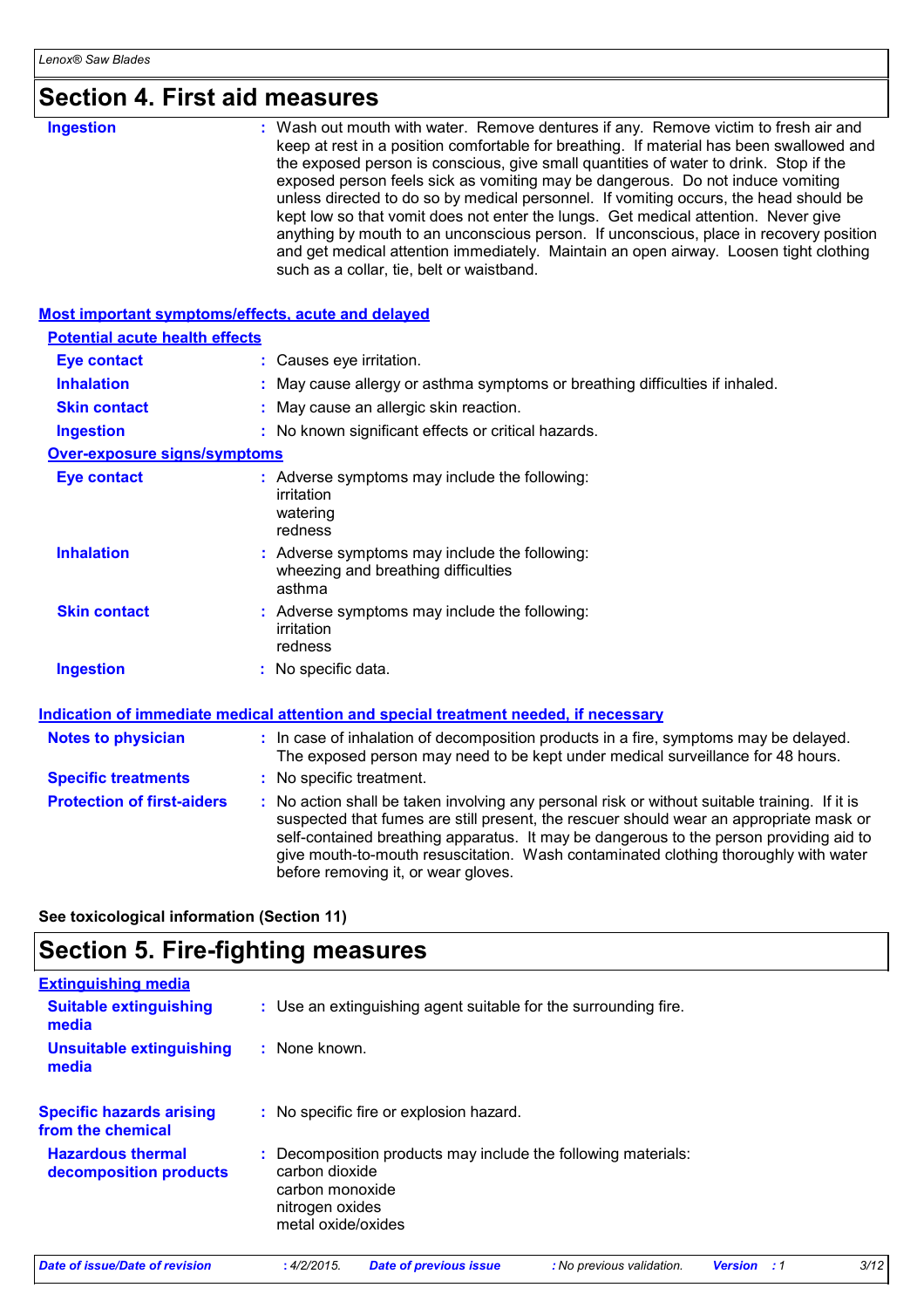# Section 4. First aid measures

**Ingestion** : Wash out mouth with water. Remove dentures if any. Remove victim to fresh air and keep at rest in a position comfortable for breathing. If material has been swallowed and the exposed person is conscious, give small quantities of water to drink. Stop if the exposed person feels sick as vomiting may be dangerous. Do not induce vomiting unless directed to do so by medical personnel. If vomiting occurs, the head should be kept low so that vomit does not enter the lungs. Get medical attention. Never give anything by mouth to an unconscious person. If unconscious, place in recovery position and get medical attention immediately. Maintain an open airway. Loosen tight clothing such as a collar, tie, belt or waistband.

## Most important symptoms/effects, acute and delayed

### Potential acute health effects

**Eye contact** : Causes eye irritation.

**Inhalation** : May cause allergy or asthma symptoms or breathing difficulties if inhaled.

**Skin contact** : May cause an allergic skin reaction.

**Ingestion** : No known significant effects or critical hazards.

### Over-exposure signs/symptoms

**Eye contact** : Adverse symptoms may include the following:
irritation
watering
redness

**Inhalation** : Adverse symptoms may include the following:
wheezing and breathing difficulties
asthma

**Skin contact** : Adverse symptoms may include the following:
irritation
redness

**Ingestion** : No specific data.

## Indication of immediate medical attention and special treatment needed, if necessary

**Notes to physician** : In case of inhalation of decomposition products in a fire, symptoms may be delayed. The exposed person may need to be kept under medical surveillance for 48 hours.

**Specific treatments** : No specific treatment.

**Protection of first-aiders** : No action shall be taken involving any personal risk or without suitable training. If it is suspected that fumes are still present, the rescuer should wear an appropriate mask or self-contained breathing apparatus. It may be dangerous to the person providing aid to give mouth-to-mouth resuscitation. Wash contaminated clothing thoroughly with water before removing it, or wear gloves.

**See toxicological information (Section 11)**

# Section 5. Fire-fighting measures

## Extinguishing media

**Suitable extinguishing media** : Use an extinguishing agent suitable for the surrounding fire.

**Unsuitable extinguishing media** : None known.

**Specific hazards arising from the chemical** : No specific fire or explosion hazard.

**Hazardous thermal decomposition products** : Decomposition products may include the following materials:
carbon dioxide
carbon monoxide
nitrogen oxides
metal oxide/oxides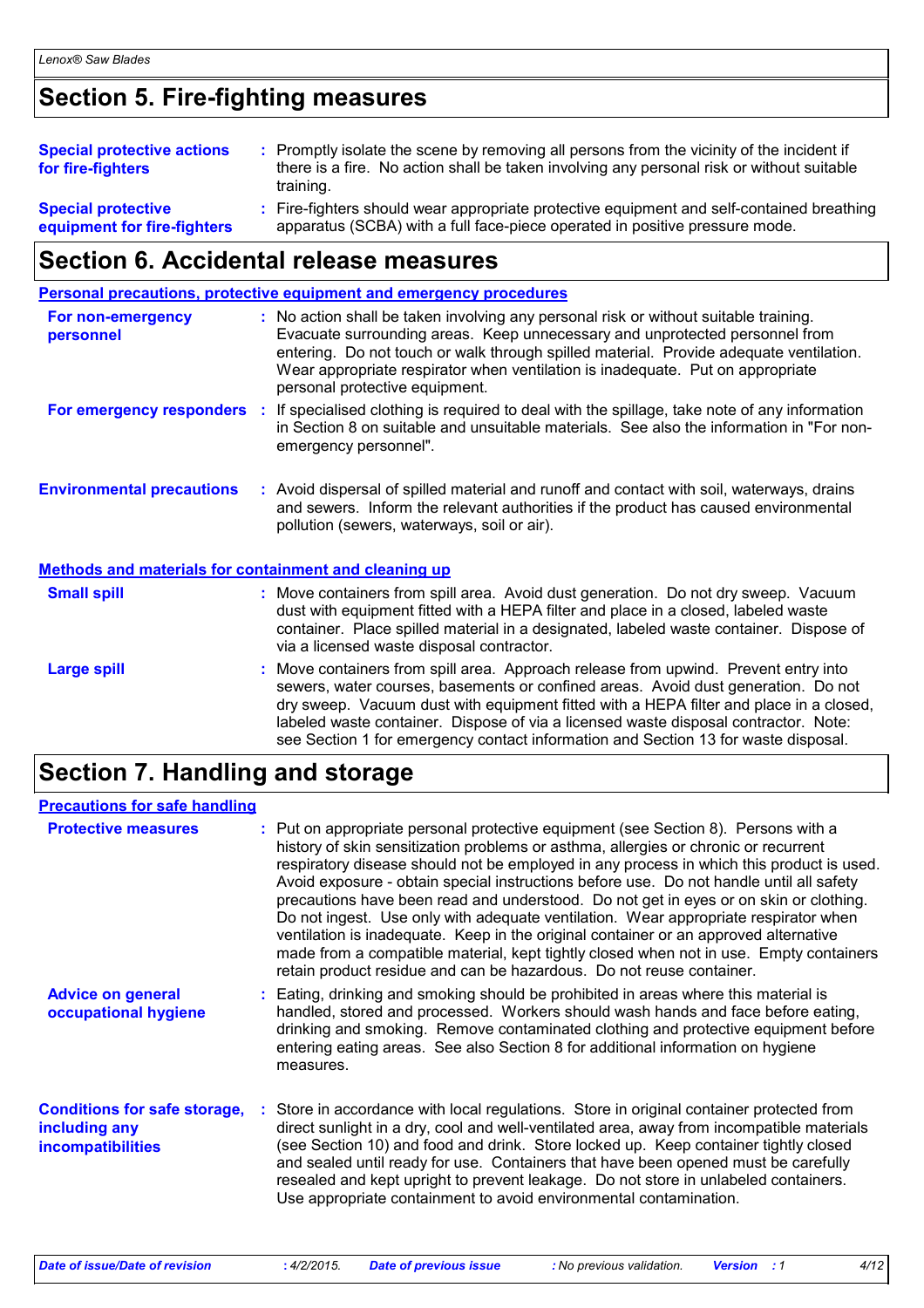## Section 5. Fire-fighting measures

**Special protective actions for fire-fighters** : Promptly isolate the scene by removing all persons from the vicinity of the incident if there is a fire. No action shall be taken involving any personal risk or without suitable training.

**Special protective equipment for fire-fighters** : Fire-fighters should wear appropriate protective equipment and self-contained breathing apparatus (SCBA) with a full face-piece operated in positive pressure mode.

## Section 6. Accidental release measures

### Personal precautions, protective equipment and emergency procedures

**For non-emergency personnel** : No action shall be taken involving any personal risk or without suitable training. Evacuate surrounding areas. Keep unnecessary and unprotected personnel from entering. Do not touch or walk through spilled material. Provide adequate ventilation. Wear appropriate respirator when ventilation is inadequate. Put on appropriate personal protective equipment.

**For emergency responders** : If specialised clothing is required to deal with the spillage, take note of any information in Section 8 on suitable and unsuitable materials. See also the information in "For non-emergency personnel".

**Environmental precautions** : Avoid dispersal of spilled material and runoff and contact with soil, waterways, drains and sewers. Inform the relevant authorities if the product has caused environmental pollution (sewers, waterways, soil or air).

### Methods and materials for containment and cleaning up

**Small spill** : Move containers from spill area. Avoid dust generation. Do not dry sweep. Vacuum dust with equipment fitted with a HEPA filter and place in a closed, labeled waste container. Place spilled material in a designated, labeled waste container. Dispose of via a licensed waste disposal contractor.

**Large spill** : Move containers from spill area. Approach release from upwind. Prevent entry into sewers, water courses, basements or confined areas. Avoid dust generation. Do not dry sweep. Vacuum dust with equipment fitted with a HEPA filter and place in a closed, labeled waste container. Dispose of via a licensed waste disposal contractor. Note: see Section 1 for emergency contact information and Section 13 for waste disposal.

## Section 7. Handling and storage

### Precautions for safe handling

**Protective measures** : Put on appropriate personal protective equipment (see Section 8). Persons with a history of skin sensitization problems or asthma, allergies or chronic or recurrent respiratory disease should not be employed in any process in which this product is used. Avoid exposure - obtain special instructions before use. Do not handle until all safety precautions have been read and understood. Do not get in eyes or on skin or clothing. Do not ingest. Use only with adequate ventilation. Wear appropriate respirator when ventilation is inadequate. Keep in the original container or an approved alternative made from a compatible material, kept tightly closed when not in use. Empty containers retain product residue and can be hazardous. Do not reuse container.

**Advice on general occupational hygiene** : Eating, drinking and smoking should be prohibited in areas where this material is handled, stored and processed. Workers should wash hands and face before eating, drinking and smoking. Remove contaminated clothing and protective equipment before entering eating areas. See also Section 8 for additional information on hygiene measures.

**Conditions for safe storage, including any incompatibilities** : Store in accordance with local regulations. Store in original container protected from direct sunlight in a dry, cool and well-ventilated area, away from incompatible materials (see Section 10) and food and drink. Store locked up. Keep container tightly closed and sealed until ready for use. Containers that have been opened must be carefully resealed and kept upright to prevent leakage. Do not store in unlabeled containers. Use appropriate containment to avoid environmental contamination.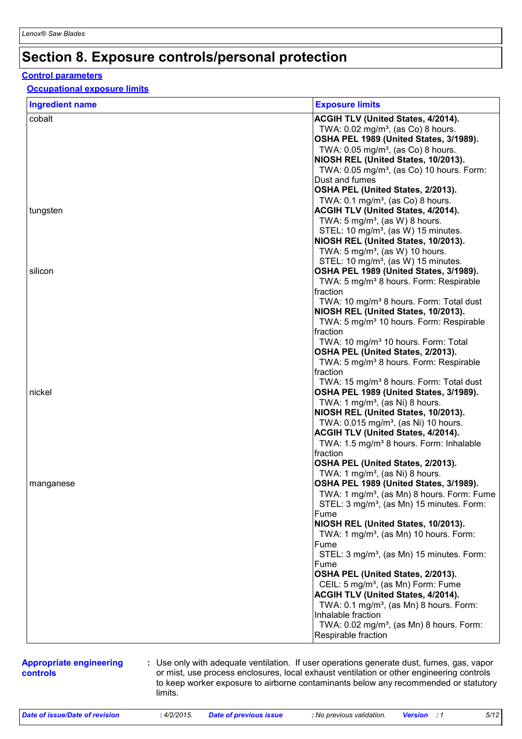# Section 8. Exposure controls/personal protection

## Control parameters

### Occupational exposure limits

| Ingredient name | Exposure limits |
|---|---|
| cobalt | **ACGIH TLV (United States, 4/2014).**<br>TWA: 0.02 mg/m³, (as Co) 8 hours.<br>**OSHA PEL 1989 (United States, 3/1989).**<br>TWA: 0.05 mg/m³, (as Co) 8 hours.<br>**NIOSH REL (United States, 10/2013).**<br>TWA: 0.05 mg/m³, (as Co) 10 hours. Form: Dust and fumes<br>**OSHA PEL (United States, 2/2013).**<br>TWA: 0.1 mg/m³, (as Co) 8 hours. |
| tungsten | **ACGIH TLV (United States, 4/2014).**<br>TWA: 5 mg/m³, (as W) 8 hours.<br>STEL: 10 mg/m³, (as W) 15 minutes.<br>**NIOSH REL (United States, 10/2013).**<br>TWA: 5 mg/m³, (as W) 10 hours.<br>STEL: 10 mg/m³, (as W) 15 minutes. |
| silicon | **OSHA PEL 1989 (United States, 3/1989).**<br>TWA: 5 mg/m³ 8 hours. Form: Respirable fraction<br>TWA: 10 mg/m³ 8 hours. Form: Total dust<br>**NIOSH REL (United States, 10/2013).**<br>TWA: 5 mg/m³ 10 hours. Form: Respirable fraction<br>TWA: 10 mg/m³ 10 hours. Form: Total<br>**OSHA PEL (United States, 2/2013).**<br>TWA: 5 mg/m³ 8 hours. Form: Respirable fraction<br>TWA: 15 mg/m³ 8 hours. Form: Total dust |
| nickel | **OSHA PEL 1989 (United States, 3/1989).**<br>TWA: 1 mg/m³, (as Ni) 8 hours.<br>**NIOSH REL (United States, 10/2013).**<br>TWA: 0.015 mg/m³, (as Ni) 10 hours.<br>**ACGIH TLV (United States, 4/2014).**<br>TWA: 1.5 mg/m³ 8 hours. Form: Inhalable fraction<br>**OSHA PEL (United States, 2/2013).**<br>TWA: 1 mg/m³, (as Ni) 8 hours. |
| manganese | **OSHA PEL 1989 (United States, 3/1989).**<br>TWA: 1 mg/m³, (as Mn) 8 hours. Form: Fume<br>STEL: 3 mg/m³, (as Mn) 15 minutes. Form: Fume<br>**NIOSH REL (United States, 10/2013).**<br>TWA: 1 mg/m³, (as Mn) 10 hours. Form: Fume<br>STEL: 3 mg/m³, (as Mn) 15 minutes. Form: Fume<br>**OSHA PEL (United States, 2/2013).**<br>CEIL: 5 mg/m³, (as Mn) Form: Fume<br>**ACGIH TLV (United States, 4/2014).**<br>TWA: 0.1 mg/m³, (as Mn) 8 hours. Form: Inhalable fraction<br>TWA: 0.02 mg/m³, (as Mn) 8 hours. Form: Respirable fraction |

**Appropriate engineering controls** : Use only with adequate ventilation. If user operations generate dust, fumes, gas, vapor or mist, use process enclosures, local exhaust ventilation or other engineering controls to keep worker exposure to airborne contaminants below any recommended or statutory limits.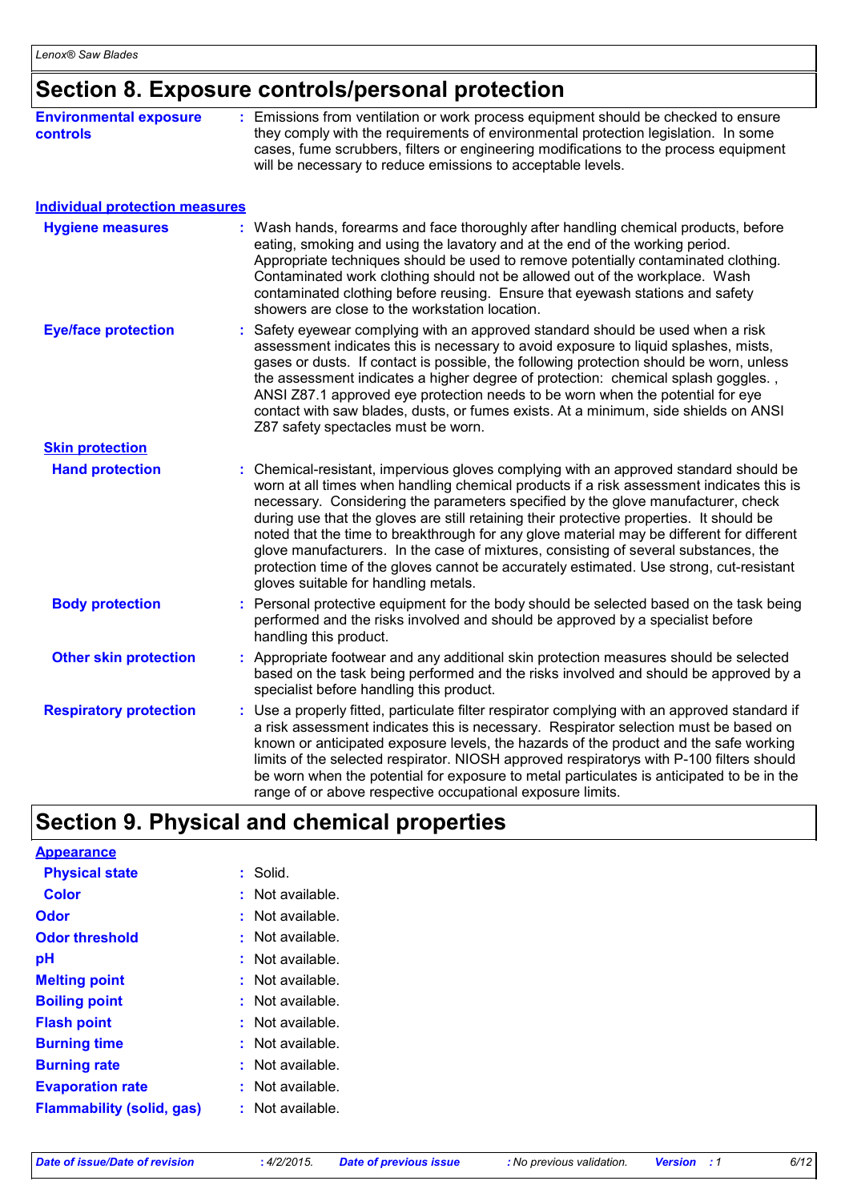# Section 8. Exposure controls/personal protection

**Environmental exposure controls** : Emissions from ventilation or work process equipment should be checked to ensure they comply with the requirements of environmental protection legislation. In some cases, fume scrubbers, filters or engineering modifications to the process equipment will be necessary to reduce emissions to acceptable levels.

## Individual protection measures

**Hygiene measures** : Wash hands, forearms and face thoroughly after handling chemical products, before eating, smoking and using the lavatory and at the end of the working period. Appropriate techniques should be used to remove potentially contaminated clothing. Contaminated work clothing should not be allowed out of the workplace. Wash contaminated clothing before reusing. Ensure that eyewash stations and safety showers are close to the workstation location.

**Eye/face protection** : Safety eyewear complying with an approved standard should be used when a risk assessment indicates this is necessary to avoid exposure to liquid splashes, mists, gases or dusts. If contact is possible, the following protection should be worn, unless the assessment indicates a higher degree of protection: chemical splash goggles. , ANSI Z87.1 approved eye protection needs to be worn when the potential for eye contact with saw blades, dusts, or fumes exists. At a minimum, side shields on ANSI Z87 safety spectacles must be worn.

### Skin protection

**Hand protection** : Chemical-resistant, impervious gloves complying with an approved standard should be worn at all times when handling chemical products if a risk assessment indicates this is necessary. Considering the parameters specified by the glove manufacturer, check during use that the gloves are still retaining their protective properties. It should be noted that the time to breakthrough for any glove material may be different for different glove manufacturers. In the case of mixtures, consisting of several substances, the protection time of the gloves cannot be accurately estimated. Use strong, cut-resistant gloves suitable for handling metals.

**Body protection** : Personal protective equipment for the body should be selected based on the task being performed and the risks involved and should be approved by a specialist before handling this product.

**Other skin protection** : Appropriate footwear and any additional skin protection measures should be selected based on the task being performed and the risks involved and should be approved by a specialist before handling this product.

**Respiratory protection** : Use a properly fitted, particulate filter respirator complying with an approved standard if a risk assessment indicates this is necessary. Respirator selection must be based on known or anticipated exposure levels, the hazards of the product and the safe working limits of the selected respirator. NIOSH approved respiratorys with P-100 filters should be worn when the potential for exposure to metal particulates is anticipated to be in the range of or above respective occupational exposure limits.

# Section 9. Physical and chemical properties

## Appearance

**Physical state** : Solid.

**Color** : Not available.

**Odor** : Not available.

**Odor threshold** : Not available.

**pH** : Not available.

**Melting point** : Not available.

**Boiling point** : Not available.

**Flash point** : Not available.

**Burning time** : Not available.

**Burning rate** : Not available.

**Evaporation rate** : Not available.

**Flammability (solid, gas)** : Not available.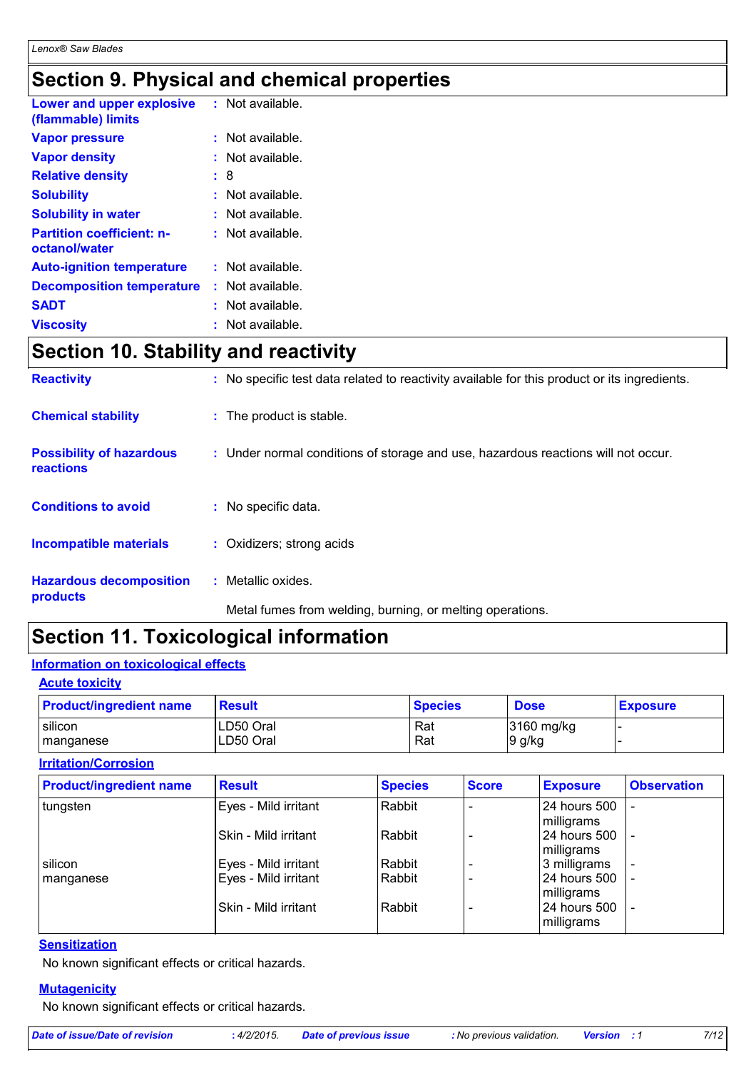## Section 9. Physical and chemical properties

| | |
|---|---|
| **Lower and upper explosive (flammable) limits** | : Not available. |
| **Vapor pressure** | : Not available. |
| **Vapor density** | : Not available. |
| **Relative density** | : 8 |
| **Solubility** | : Not available. |
| **Solubility in water** | : Not available. |
| **Partition coefficient: n-octanol/water** | : Not available. |
| **Auto-ignition temperature** | : Not available. |
| **Decomposition temperature** | : Not available. |
| **SADT** | : Not available. |
| **Viscosity** | : Not available. |

## Section 10. Stability and reactivity

| | |
|---|---|
| **Reactivity** | : No specific test data related to reactivity available for this product or its ingredients. |
| **Chemical stability** | : The product is stable. |
| **Possibility of hazardous reactions** | : Under normal conditions of storage and use, hazardous reactions will not occur. |
| **Conditions to avoid** | : No specific data. |
| **Incompatible materials** | : Oxidizers; strong acids |
| **Hazardous decomposition products** | : Metallic oxides. Metal fumes from welding, burning, or melting operations. |

## Section 11. Toxicological information

### Information on toxicological effects

#### Acute toxicity

| Product/ingredient name | Result | Species | Dose | Exposure |
|---|---|---|---|---|
| silicon | LD50 Oral | Rat | 3160 mg/kg | - |
| manganese | LD50 Oral | Rat | 9 g/kg | - |

#### Irritation/Corrosion

| Product/ingredient name | Result | Species | Score | Exposure | Observation |
|---|---|---|---|---|---|
| tungsten | Eyes - Mild irritant | Rabbit | - | 24 hours 500 milligrams | - |
| | Skin - Mild irritant | Rabbit | - | 24 hours 500 milligrams | - |
| silicon | Eyes - Mild irritant | Rabbit | - | 3 milligrams | - |
| manganese | Eyes - Mild irritant | Rabbit | - | 24 hours 500 milligrams | - |
| | Skin - Mild irritant | Rabbit | - | 24 hours 500 milligrams | - |

#### Sensitization

No known significant effects or critical hazards.

#### Mutagenicity

No known significant effects or critical hazards.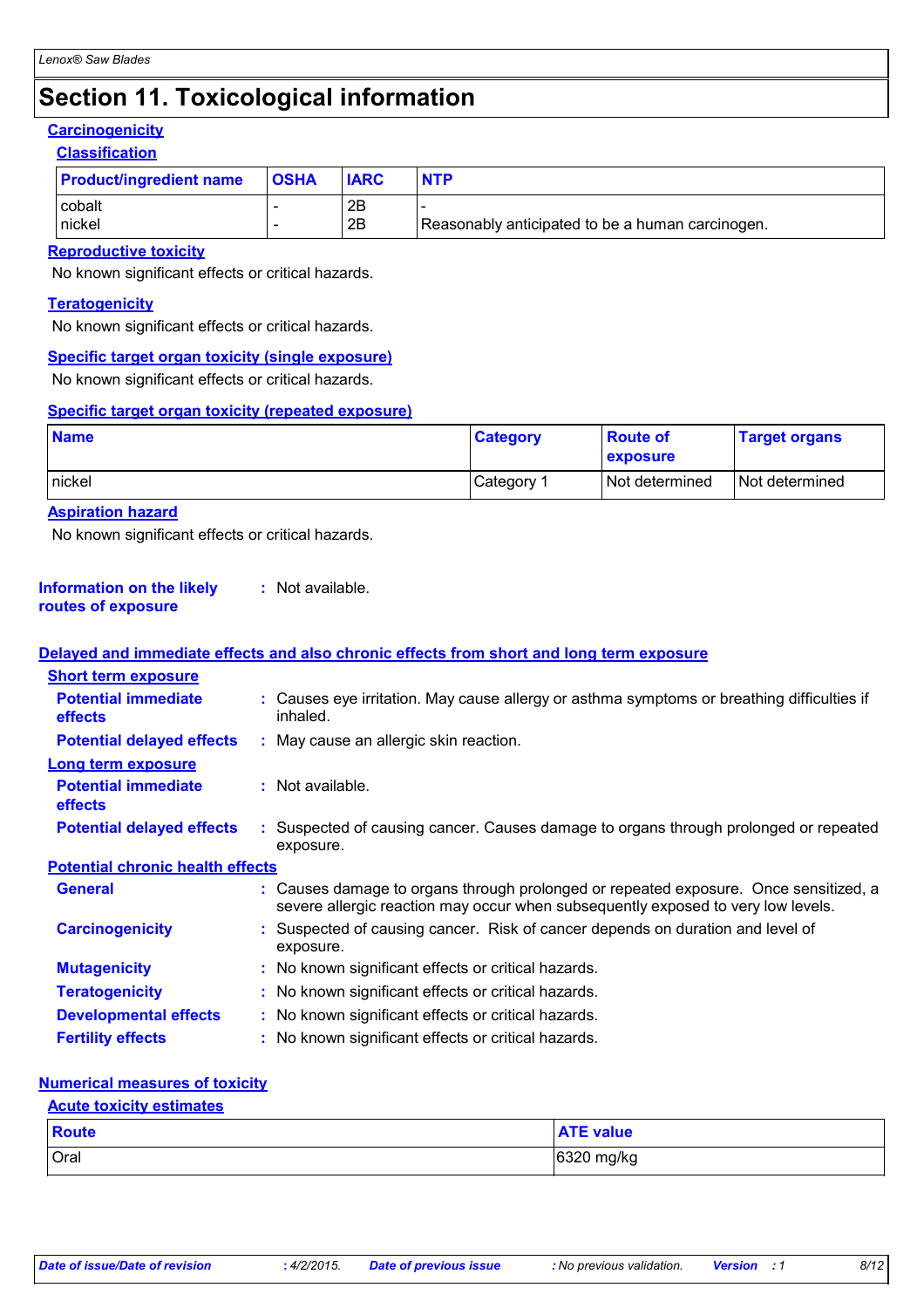# Section 11. Toxicological information

## Carcinogenicity

### Classification

| Product/ingredient name | OSHA | IARC | NTP |
|---|---|---|---|
| cobalt | - | 2B | - |
| nickel | - | 2B | Reasonably anticipated to be a human carcinogen. |

### Reproductive toxicity

No known significant effects or critical hazards.

### Teratogenicity

No known significant effects or critical hazards.

### Specific target organ toxicity (single exposure)

No known significant effects or critical hazards.

### Specific target organ toxicity (repeated exposure)

| Name | Category | Route of exposure | Target organs |
|---|---|---|---|
| nickel | Category 1 | Not determined | Not determined |

### Aspiration hazard

No known significant effects or critical hazards.

**Information on the likely routes of exposure** : Not available.

## Delayed and immediate effects and also chronic effects from short and long term exposure

### Short term exposure

**Potential immediate effects** : Causes eye irritation. May cause allergy or asthma symptoms or breathing difficulties if inhaled.

**Potential delayed effects** : May cause an allergic skin reaction.

### Long term exposure

**Potential immediate effects** : Not available.

**Potential delayed effects** : Suspected of causing cancer. Causes damage to organs through prolonged or repeated exposure.

### Potential chronic health effects

**General** : Causes damage to organs through prolonged or repeated exposure. Once sensitized, a severe allergic reaction may occur when subsequently exposed to very low levels.

**Carcinogenicity** : Suspected of causing cancer. Risk of cancer depends on duration and level of exposure.

**Mutagenicity** : No known significant effects or critical hazards.

**Teratogenicity** : No known significant effects or critical hazards.

**Developmental effects** : No known significant effects or critical hazards.

**Fertility effects** : No known significant effects or critical hazards.

## Numerical measures of toxicity

### Acute toxicity estimates

| Route | ATE value |
|---|---|
| Oral | 6320 mg/kg |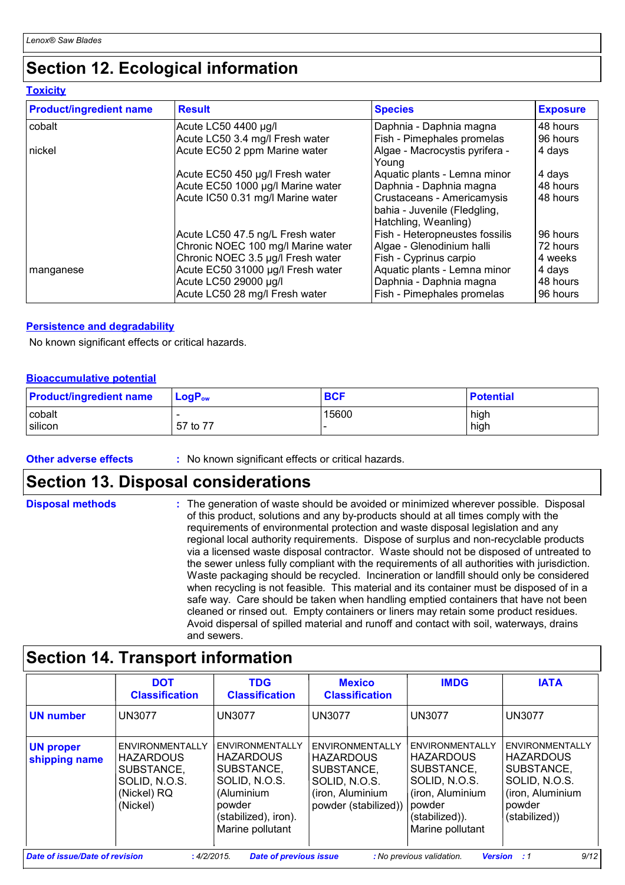# Section 12. Ecological information

### Toxicity

| Product/ingredient name | Result | Species | Exposure |
|---|---|---|---|
| cobalt | Acute LC50 4400 µg/l | Daphnia - Daphnia magna | 48 hours |
| | Acute LC50 3.4 mg/l Fresh water | Fish - Pimephales promelas | 96 hours |
| nickel | Acute EC50 2 ppm Marine water | Algae - Macrocystis pyrifera - Young | 4 days |
| | Acute EC50 450 µg/l Fresh water | Aquatic plants - Lemna minor | 4 days |
| | Acute EC50 1000 µg/l Marine water | Daphnia - Daphnia magna | 48 hours |
| | Acute IC50 0.31 mg/l Marine water | Crustaceans - Americamysis bahia - Juvenile (Fledgling, Hatchling, Weanling) | 48 hours |
| | Acute LC50 47.5 ng/L Fresh water | Fish - Heteropneustes fossilis | 96 hours |
| | Chronic NOEC 100 mg/l Marine water | Algae - Glenodinium halli | 72 hours |
| | Chronic NOEC 3.5 µg/l Fresh water | Fish - Cyprinus carpio | 4 weeks |
| manganese | Acute EC50 31000 µg/l Fresh water | Aquatic plants - Lemna minor | 4 days |
| | Acute LC50 29000 µg/l | Daphnia - Daphnia magna | 48 hours |
| | Acute LC50 28 mg/l Fresh water | Fish - Pimephales promelas | 96 hours |

### Persistence and degradability

No known significant effects or critical hazards.

### Bioaccumulative potential

| Product/ingredient name | $LogP_{ow}$ | BCF | Potential |
|---|---|---|---|
| cobalt | - | 15600 | high |
| silicon | 57 to 77 | - | high |

**Other adverse effects** : No known significant effects or critical hazards.

# Section 13. Disposal considerations

**Disposal methods** : The generation of waste should be avoided or minimized wherever possible. Disposal of this product, solutions and any by-products should at all times comply with the requirements of environmental protection and waste disposal legislation and any regional local authority requirements. Dispose of surplus and non-recyclable products via a licensed waste disposal contractor. Waste should not be disposed of untreated to the sewer unless fully compliant with the requirements of all authorities with jurisdiction. Waste packaging should be recycled. Incineration or landfill should only be considered when recycling is not feasible. This material and its container must be disposed of in a safe way. Care should be taken when handling emptied containers that have not been cleaned or rinsed out. Empty containers or liners may retain some product residues. Avoid dispersal of spilled material and runoff and contact with soil, waterways, drains and sewers.

# Section 14. Transport information

| | DOT Classification | TDG Classification | Mexico Classification | IMDG | IATA |
|---|---|---|---|---|---|
| **UN number** | UN3077 | UN3077 | UN3077 | UN3077 | UN3077 |
| **UN proper shipping name** | ENVIRONMENTALLY HAZARDOUS SUBSTANCE, SOLID, N.O.S. (Nickel) RQ (Nickel) | ENVIRONMENTALLY HAZARDOUS SUBSTANCE, SOLID, N.O.S. (Aluminium powder (stabilized), iron). Marine pollutant | ENVIRONMENTALLY HAZARDOUS SUBSTANCE, SOLID, N.O.S. (iron, Aluminium powder (stabilized)) | ENVIRONMENTALLY HAZARDOUS SUBSTANCE, SOLID, N.O.S. (iron, Aluminium powder (stabilized)). Marine pollutant | ENVIRONMENTALLY HAZARDOUS SUBSTANCE, SOLID, N.O.S. (iron, Aluminium powder (stabilized)) |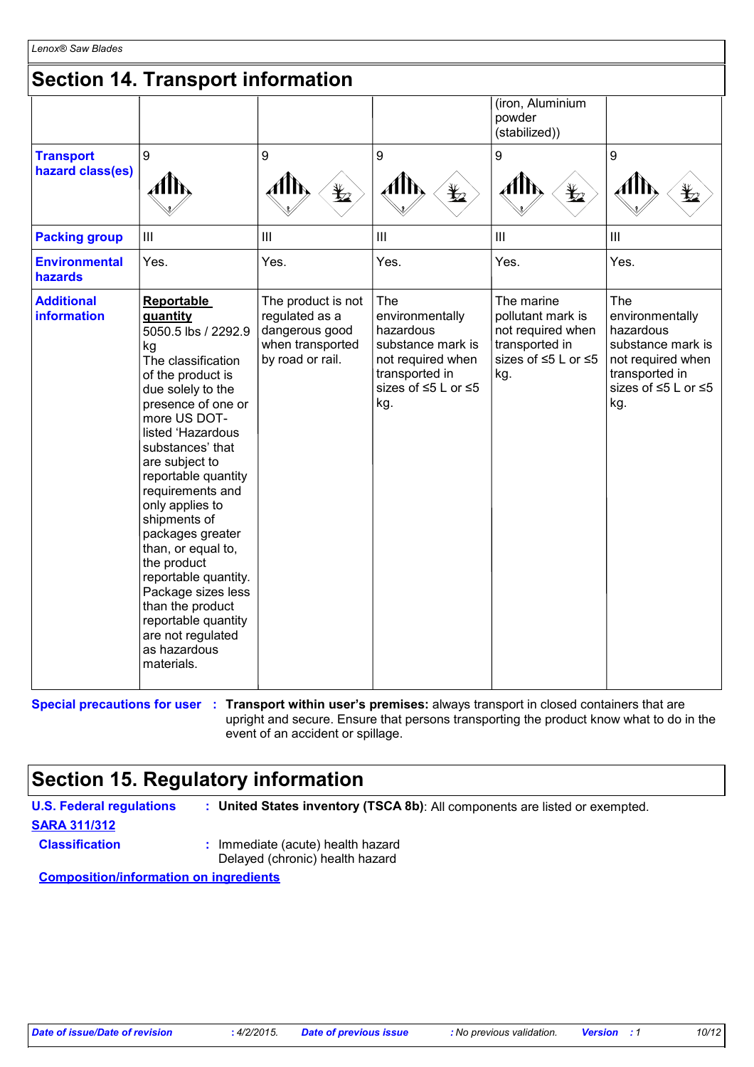# Section 14. Transport information

| | | | | | |
|---|---|---|---|---|---|
| | | | | (iron, Aluminium powder (stabilized)) | |
| **Transport hazard class(es)** | 9 | 9 | 9 | 9 | 9 |
| **Packing group** | III | III | III | III | III |
| **Environmental hazards** | Yes. | Yes. | Yes. | Yes. | Yes. |
| **Additional information** | **Reportable quantity** 5050.5 lbs / 2292.9 kg The classification of the product is due solely to the presence of one or more US DOT-listed 'Hazardous substances' that are subject to reportable quantity requirements and only applies to shipments of packages greater than, or equal to, the product reportable quantity. Package sizes less than the product reportable quantity are not regulated as hazardous materials. | The product is not regulated as a dangerous good when transported by road or rail. | The environmentally hazardous substance mark is not required when transported in sizes of ≤5 L or ≤5 kg. | The marine pollutant mark is not required when transported in sizes of ≤5 L or ≤5 kg. | The environmentally hazardous substance mark is not required when transported in sizes of ≤5 L or ≤5 kg. |

**Special precautions for user** : **Transport within user's premises:** always transport in closed containers that are upright and secure. Ensure that persons transporting the product know what to do in the event of an accident or spillage.

# Section 15. Regulatory information

**U.S. Federal regulations** : **United States inventory (TSCA 8b)**: All components are listed or exempted.

**SARA 311/312**

**Classification** : Immediate (acute) health hazard
Delayed (chronic) health hazard

**Composition/information on ingredients**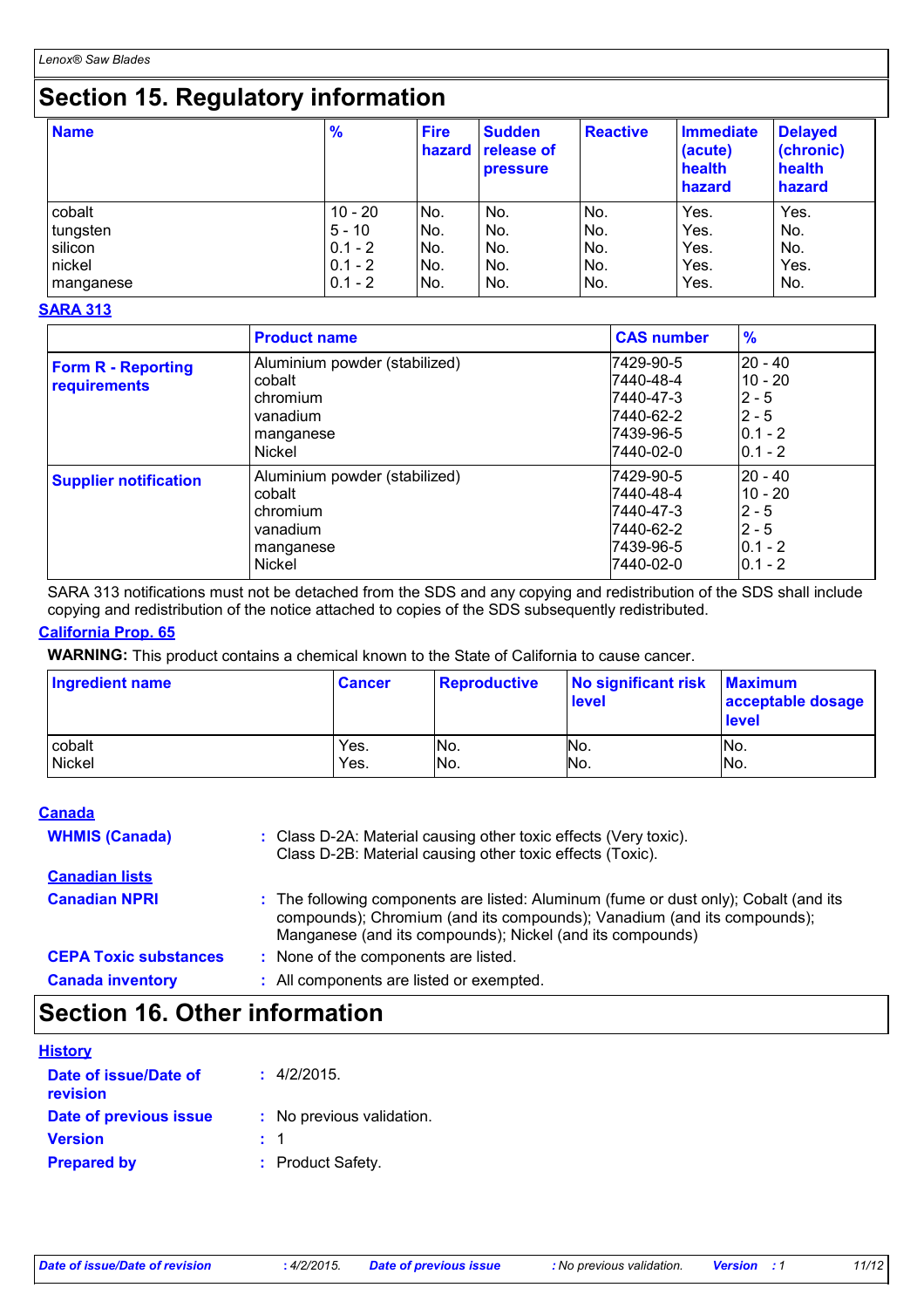# Section 15. Regulatory information

| Name | % | Fire hazard | Sudden release of pressure | Reactive | Immediate (acute) health hazard | Delayed (chronic) health hazard |
|---|---|---|---|---|---|---|
| cobalt | 10 - 20 | No. | No. | No. | Yes. | Yes. |
| tungsten | 5 - 10 | No. | No. | No. | Yes. | No. |
| silicon | 0.1 - 2 | No. | No. | No. | Yes. | No. |
| nickel | 0.1 - 2 | No. | No. | No. | Yes. | Yes. |
| manganese | 0.1 - 2 | No. | No. | No. | Yes. | No. |

**SARA 313**

| | Product name | CAS number | % |
|---|---|---|---|
| **Form R - Reporting requirements** | Aluminium powder (stabilized) | 7429-90-5 | 20 - 40 |
| | cobalt | 7440-48-4 | 10 - 20 |
| | chromium | 7440-47-3 | 2 - 5 |
| | vanadium | 7440-62-2 | 2 - 5 |
| | manganese | 7439-96-5 | 0.1 - 2 |
| | Nickel | 7440-02-0 | 0.1 - 2 |
| **Supplier notification** | Aluminium powder (stabilized) | 7429-90-5 | 20 - 40 |
| | cobalt | 7440-48-4 | 10 - 20 |
| | chromium | 7440-47-3 | 2 - 5 |
| | vanadium | 7440-62-2 | 2 - 5 |
| | manganese | 7439-96-5 | 0.1 - 2 |
| | Nickel | 7440-02-0 | 0.1 - 2 |

SARA 313 notifications must not be detached from the SDS and any copying and redistribution of the SDS shall include copying and redistribution of the notice attached to copies of the SDS subsequently redistributed.

**California Prop. 65**

**WARNING:** This product contains a chemical known to the State of California to cause cancer.

| Ingredient name | Cancer | Reproductive | No significant risk level | Maximum acceptable dosage level |
|---|---|---|---|---|
| cobalt | Yes. | No. | No. | No. |
| Nickel | Yes. | No. | No. | No. |

**Canada**

**WHMIS (Canada)** : Class D-2A: Material causing other toxic effects (Very toxic).
Class D-2B: Material causing other toxic effects (Toxic).

**Canadian lists**

**Canadian NPRI** : The following components are listed: Aluminum (fume or dust only); Cobalt (and its compounds); Chromium (and its compounds); Vanadium (and its compounds); Manganese (and its compounds); Nickel (and its compounds)

**CEPA Toxic substances** : None of the components are listed.

**Canada inventory** : All components are listed or exempted.

# Section 16. Other information

**History**

**Date of issue/Date of revision** : 4/2/2015.

**Date of previous issue** : No previous validation.

**Version** : 1

**Prepared by** : Product Safety.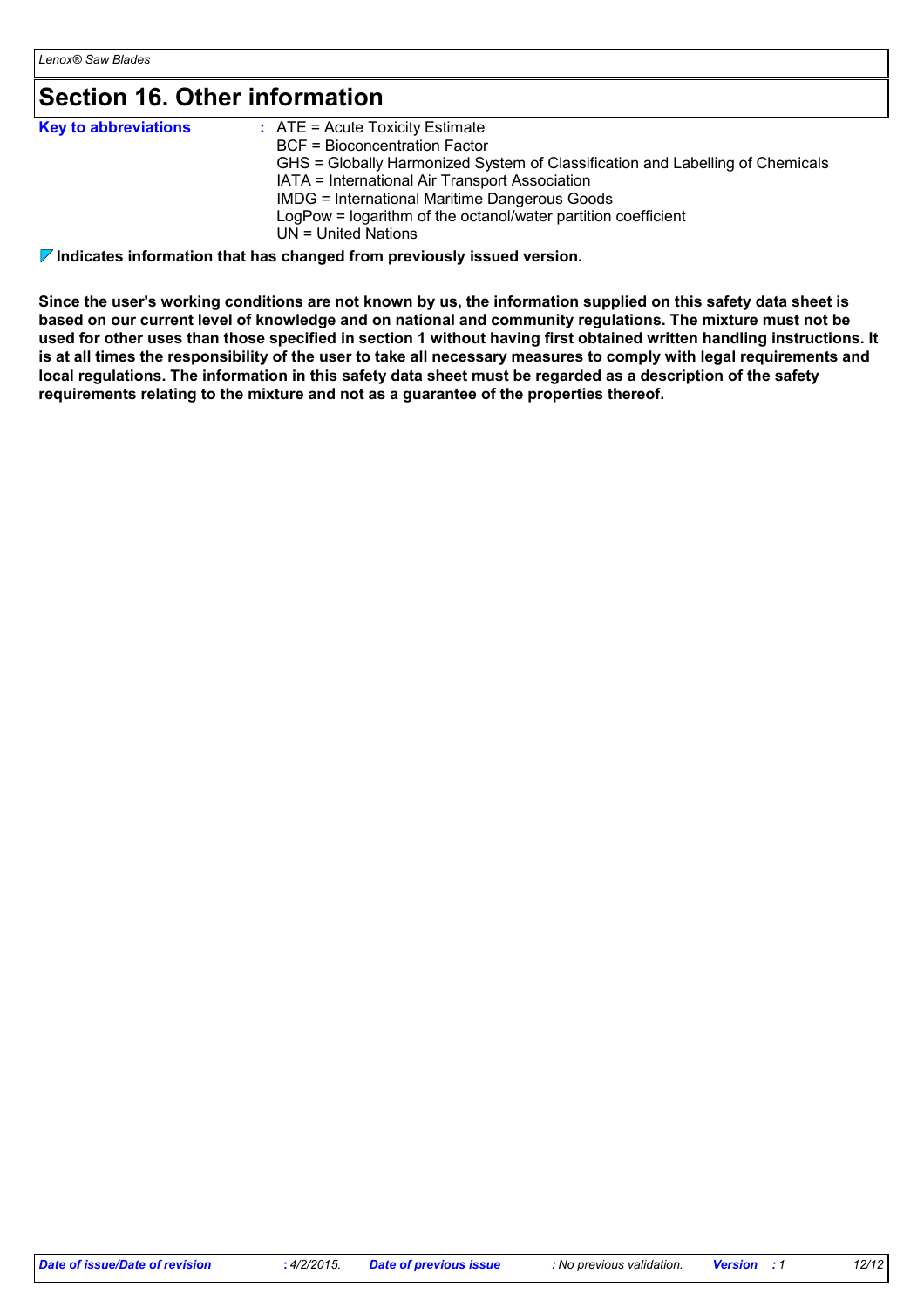## Section 16. Other information

**Key to abbreviations** : ATE = Acute Toxicity Estimate
BCF = Bioconcentration Factor
GHS = Globally Harmonized System of Classification and Labelling of Chemicals
IATA = International Air Transport Association
IMDG = International Maritime Dangerous Goods
LogPow = logarithm of the octanol/water partition coefficient
UN = United Nations

**Indicates information that has changed from previously issued version.**

**Since the user's working conditions are not known by us, the information supplied on this safety data sheet is based on our current level of knowledge and on national and community regulations. The mixture must not be used for other uses than those specified in section 1 without having first obtained written handling instructions. It is at all times the responsibility of the user to take all necessary measures to comply with legal requirements and local regulations. The information in this safety data sheet must be regarded as a description of the safety requirements relating to the mixture and not as a guarantee of the properties thereof.**